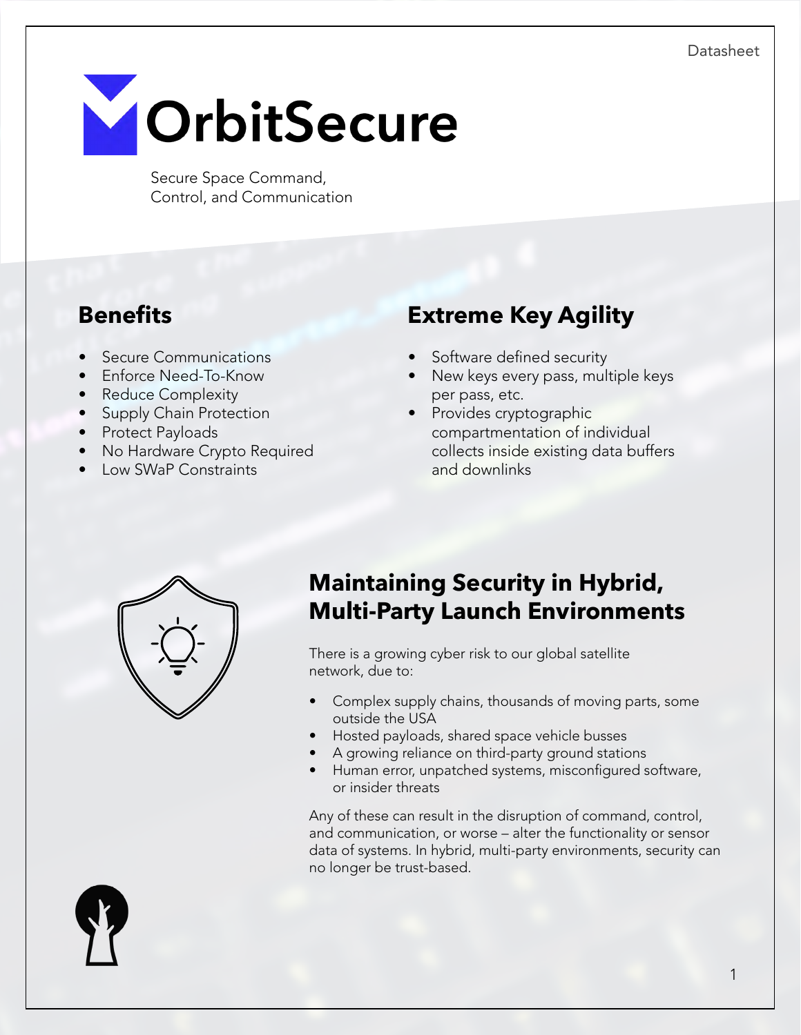Datasheet

# OrbitSecure

Secure Space Command, Control, and Communication

## Benefits

- Secure Communications
- Enforce Need-To-Know
- Reduce Complexity
- Supply Chain Protection
- Protect Payloads
- No Hardware Crypto Required
- Low SWaP Constraints

## Extreme Key Agility

- Software defined security
- New keys every pass, multiple keys per pass, etc.
- Provides cryptographic compartmentation of individual collects inside existing data buffers and downlinks

## Maintaining Security in Hybrid, Multi-Party Launch Environments

There is a growing cyber risk to our global satellite network, due to:

- Complex supply chains, thousands of moving parts, some outside the USA
- Hosted payloads, shared space vehicle busses
- A growing reliance on third-party ground stations
- Human error, unpatched systems, misconfigured software, or insider threats

Any of these can result in the disruption of command, control, and communication, or worse – alter the functionality or sensor data of systems. In hybrid, multi-party environments, security can no longer be trust-based.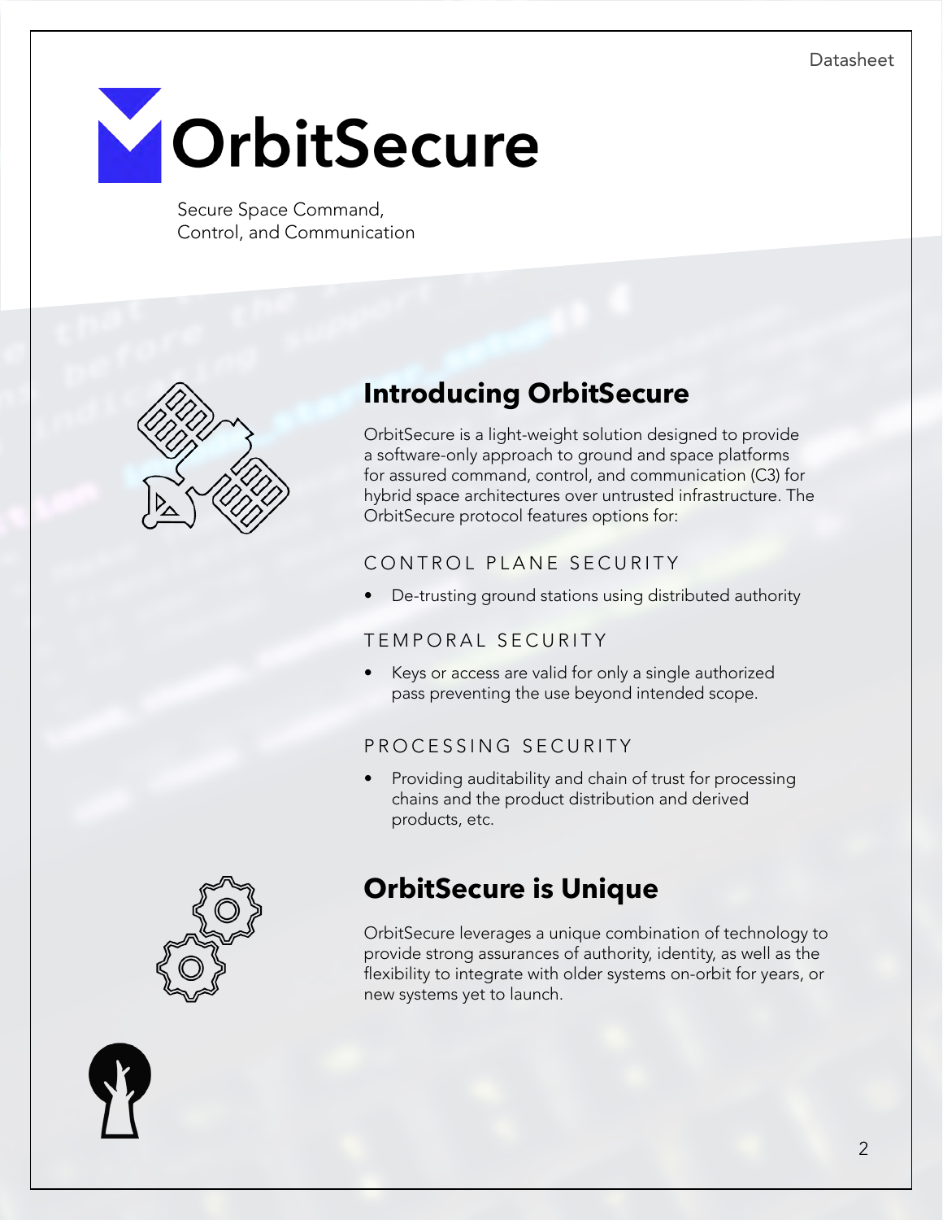# OrbitSecure

Secure Space Command,
Control, and Communication

## Introducing OrbitSecure

OrbitSecure is a light-weight solution designed to provide a software-only approach to ground and space platforms for assured command, control, and communication (C3) for hybrid space architectures over untrusted infrastructure. The OrbitSecure protocol features options for:

### CONTROL PLANE SECURITY

- De-trusting ground stations using distributed authority

### TEMPORAL SECURITY

- Keys or access are valid for only a single authorized pass preventing the use beyond intended scope.

### PROCESSING SECURITY

- Providing auditability and chain of trust for processing chains and the product distribution and derived products, etc.

## OrbitSecure is Unique

OrbitSecure leverages a unique combination of technology to provide strong assurances of authority, identity, as well as the flexibility to integrate with older systems on-orbit for years, or new systems yet to launch.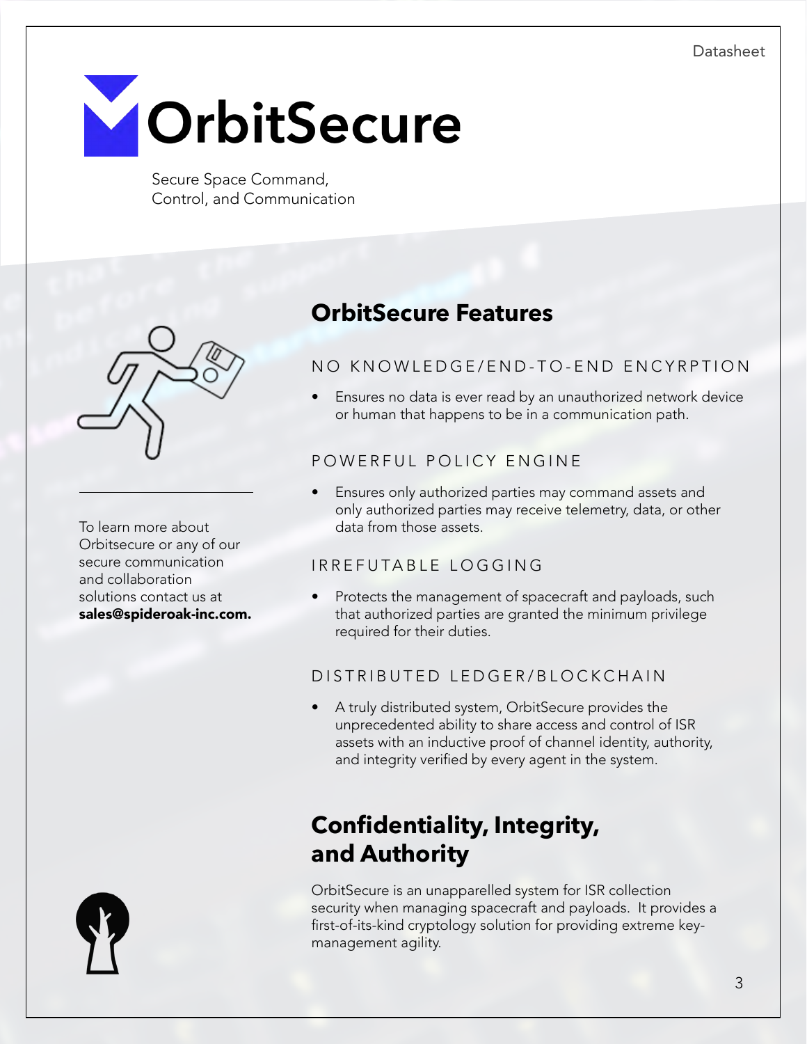Datasheet

# OrbitSecure

Secure Space Command,
Control, and Communication

To learn more about Orbitsecure or any of our secure communication and collaboration solutions contact us at **sales@spideroak-inc.com.**

## OrbitSecure Features

### NO KNOWLEDGE/END-TO-END ENCYRPTION

- Ensures no data is ever read by an unauthorized network device or human that happens to be in a communication path.

### POWERFUL POLICY ENGINE

- Ensures only authorized parties may command assets and only authorized parties may receive telemetry, data, or other data from those assets.

### IRREFUTABLE LOGGING

- Protects the management of spacecraft and payloads, such that authorized parties are granted the minimum privilege required for their duties.

### DISTRIBUTED LEDGER/BLOCKCHAIN

- A truly distributed system, OrbitSecure provides the unprecedented ability to share access and control of ISR assets with an inductive proof of channel identity, authority, and integrity verified by every agent in the system.

## Confidentiality, Integrity, and Authority

OrbitSecure is an unapparelled system for ISR collection security when managing spacecraft and payloads. It provides a first-of-its-kind cryptology solution for providing extreme key-management agility.